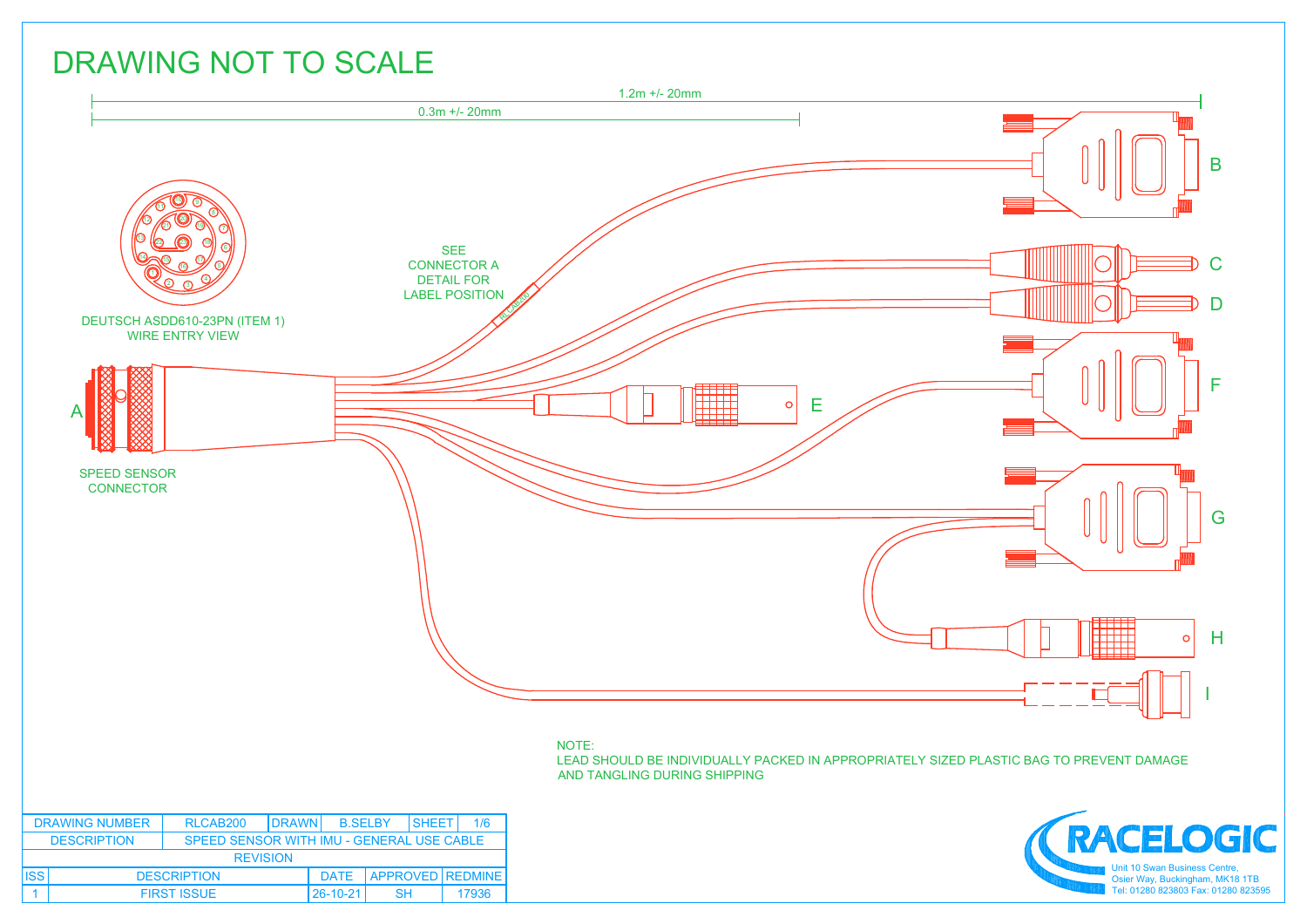# DRAWING NOT TO SCALE

1.2m +/- 20mm

0.3m +/- 20mm

DEUTSCH ASDD610-23PN (ITEM 1)
WIRE ENTRY VIEW

SEE CONNECTOR A DETAIL FOR LABEL POSITION

A

SPEED SENSOR CONNECTOR

B

C

D

E

F

G

H

I

NOTE:
LEAD SHOULD BE INDIVIDUALLY PACKED IN APPROPRIATELY SIZED PLASTIC BAG TO PREVENT DAMAGE AND TANGLING DURING SHIPPING

| DRAWING NUMBER | RLCAB200 | DRAWN | B.SELBY | SHEET | 1/6 |
|---|---|---|---|---|---|
| DESCRIPTION | SPEED SENSOR WITH IMU - GENERAL USE CABLE | | | | |

| REVISION | | | | |
|---|---|---|---|---|
| ISS | DESCRIPTION | DATE | APPROVED | REDMINE |
| 1 | FIRST ISSUE | 26-10-21 | SH | 17936 |

RACELOGIC
Unit 10 Swan Business Centre,
Osier Way, Buckingham, MK18 1TB
Tel: 01280 823803 Fax: 01280 823595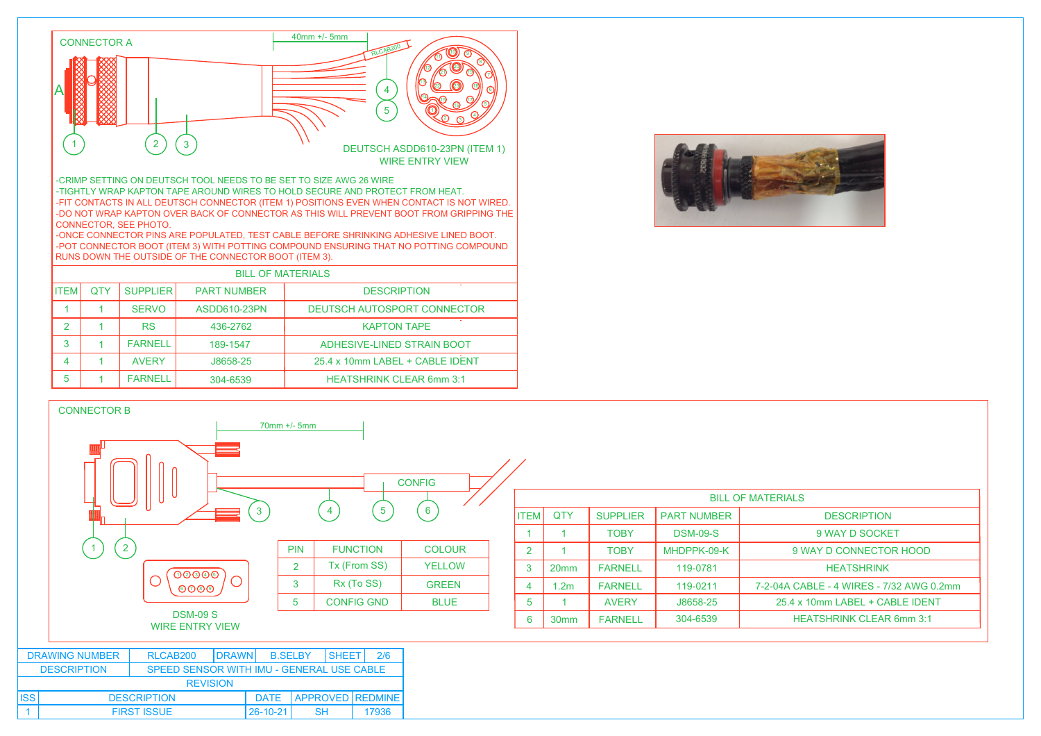## CONNECTOR A

40mm +/- 5mm

RLCAB200

DEUTSCH ASDD610-23PN (ITEM 1)
WIRE ENTRY VIEW

- -CRIMP SETTING ON DEUTSCH TOOL NEEDS TO BE SET TO SIZE AWG 26 WIRE
- -TIGHTLY WRAP KAPTON TAPE AROUND WIRES TO HOLD SECURE AND PROTECT FROM HEAT.
- -FIT CONTACTS IN ALL DEUTSCH CONNECTOR (ITEM 1) POSITIONS EVEN WHEN CONTACT IS NOT WIRED.
- -DO NOT WRAP KAPTON OVER BACK OF CONNECTOR AS THIS WILL PREVENT BOOT FROM GRIPPING THE CONNECTOR, SEE PHOTO.
- -ONCE CONNECTOR PINS ARE POPULATED, TEST CABLE BEFORE SHRINKING ADHESIVE LINED BOOT.
- -POT CONNECTOR BOOT (ITEM 3) WITH POTTING COMPOUND ENSURING THAT NO POTTING COMPOUND RUNS DOWN THE OUTSIDE OF THE CONNECTOR BOOT (ITEM 3).

### BILL OF MATERIALS

| ITEM | QTY | SUPPLIER | PART NUMBER | DESCRIPTION |
|---|---|---|---|---|
| 1 | 1 | SERVO | ASDD610-23PN | DEUTSCH AUTOSPORT CONNECTOR |
| 2 | 1 | RS | 436-2762 | KAPTON TAPE |
| 3 | 1 | FARNELL | 189-1547 | ADHESIVE-LINED STRAIN BOOT |
| 4 | 1 | AVERY | J8658-25 | 25.4 x 10mm LABEL + CABLE IDENT |
| 5 | 1 | FARNELL | 304-6539 | HEATSHRINK CLEAR 6mm 3:1 |

## CONNECTOR B

70mm +/- 5mm

CONFIG

DSM-09 S
WIRE ENTRY VIEW

| PIN | FUNCTION | COLOUR |
|---|---|---|
| 2 | Tx (From SS) | YELLOW |
| 3 | Rx (To SS) | GREEN |
| 5 | CONFIG GND | BLUE |

### BILL OF MATERIALS

| ITEM | QTY | SUPPLIER | PART NUMBER | DESCRIPTION |
|---|---|---|---|---|
| 1 | 1 | TOBY | DSM-09-S | 9 WAY D SOCKET |
| 2 | 1 | TOBY | MHDPPK-09-K | 9 WAY D CONNECTOR HOOD |
| 3 | 20mm | FARNELL | 119-0781 | HEATSHRINK |
| 4 | 1.2m | FARNELL | 119-0211 | 7-2-04A CABLE - 4 WIRES - 7/32 AWG 0.2mm |
| 5 | 1 | AVERY | J8658-25 | 25.4 x 10mm LABEL + CABLE IDENT |
| 6 | 30mm | FARNELL | 304-6539 | HEATSHRINK CLEAR 6mm 3:1 |

| DRAWING NUMBER | RLCAB200 | DRAWN | B.SELBY | SHEET | 2/6 |
|---|---|---|---|---|---|
| DESCRIPTION | SPEED SENSOR WITH IMU - GENERAL USE CABLE | | | | |

REVISION

| ISS | DESCRIPTION | DATE | APPROVED | REDMINE |
|---|---|---|---|---|
| 1 | FIRST ISSUE | 26-10-21 | SH | 17936 |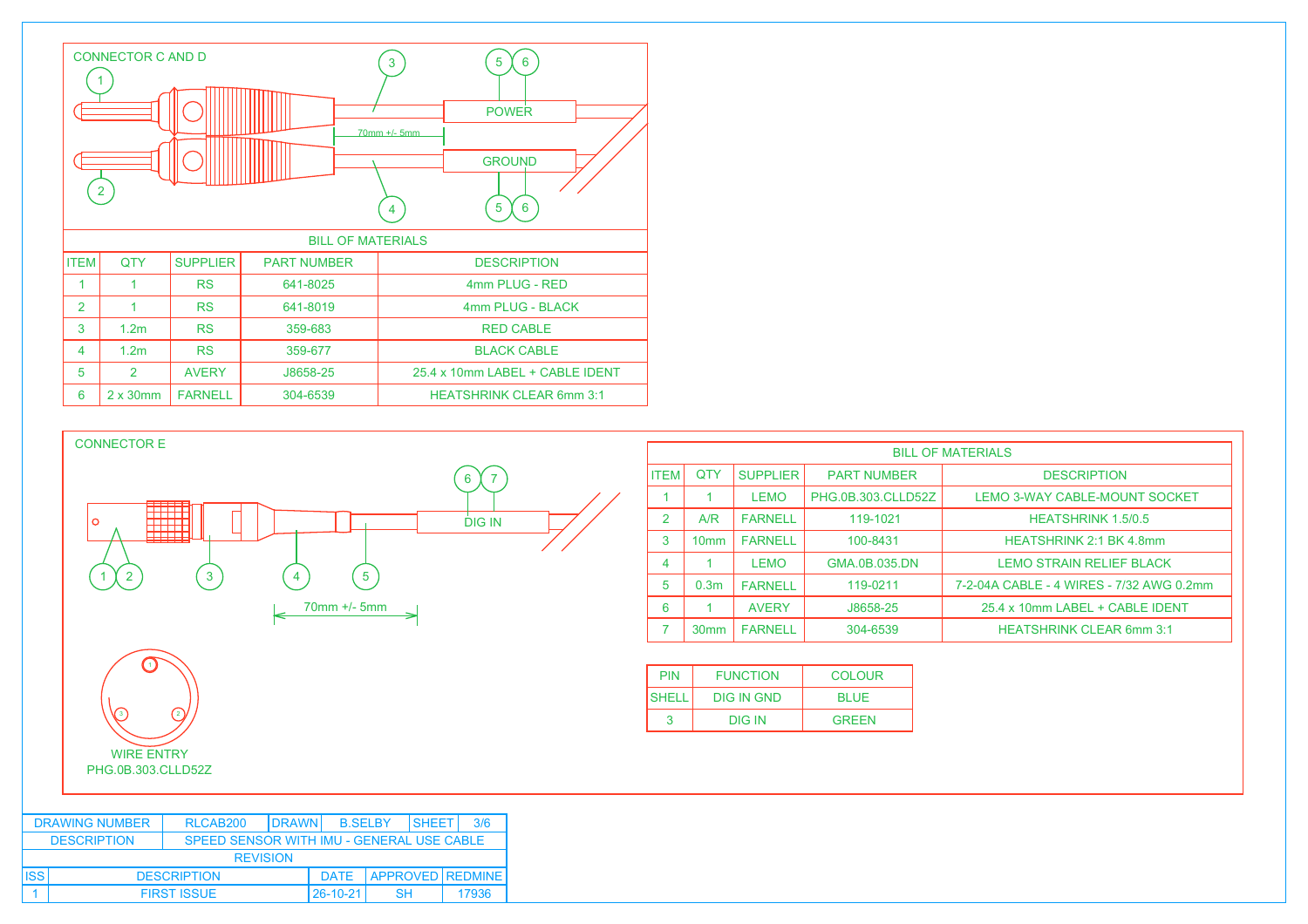## CONNECTOR C AND D

POWER

GROUND

70mm +/- 5mm

| BILL OF MATERIALS | | | | |
|---|---|---|---|---|
| ITEM | QTY | SUPPLIER | PART NUMBER | DESCRIPTION |
| 1 | 1 | RS | 641-8025 | 4mm PLUG - RED |
| 2 | 1 | RS | 641-8019 | 4mm PLUG - BLACK |
| 3 | 1.2m | RS | 359-683 | RED CABLE |
| 4 | 1.2m | RS | 359-677 | BLACK CABLE |
| 5 | 2 | AVERY | J8658-25 | 25.4 x 10mm LABEL + CABLE IDENT |
| 6 | 2 x 30mm | FARNELL | 304-6539 | HEATSHRINK CLEAR 6mm 3:1 |

## CONNECTOR E

DIG IN

70mm +/- 5mm

WIRE ENTRY
PHG.0B.303.CLLD52Z

| BILL OF MATERIALS | | | | |
|---|---|---|---|---|
| ITEM | QTY | SUPPLIER | PART NUMBER | DESCRIPTION |
| 1 | 1 | LEMO | PHG.0B.303.CLLD52Z | LEMO 3-WAY CABLE-MOUNT SOCKET |
| 2 | A/R | FARNELL | 119-1021 | HEATSHRINK 1.5/0.5 |
| 3 | 10mm | FARNELL | 100-8431 | HEATSHRINK 2:1 BK 4.8mm |
| 4 | 1 | LEMO | GMA.0B.035.DN | LEMO STRAIN RELIEF BLACK |
| 5 | 0.3m | FARNELL | 119-0211 | 7-2-04A CABLE - 4 WIRES - 7/32 AWG 0.2mm |
| 6 | 1 | AVERY | J8658-25 | 25.4 x 10mm LABEL + CABLE IDENT |
| 7 | 30mm | FARNELL | 304-6539 | HEATSHRINK CLEAR 6mm 3:1 |

| PIN | FUNCTION | COLOUR |
|---|---|---|
| SHELL | DIG IN GND | BLUE |
| 3 | DIG IN | GREEN |

| DRAWING NUMBER | RLCAB200 | DRAWN | B.SELBY | SHEET | 3/6 |
|---|---|---|---|---|---|
| DESCRIPTION | SPEED SENSOR WITH IMU - GENERAL USE CABLE | | | | |

| REVISION | | | | |
|---|---|---|---|---|
| ISS | DESCRIPTION | DATE | APPROVED | REDMINE |
| 1 | FIRST ISSUE | 26-10-21 | SH | 17936 |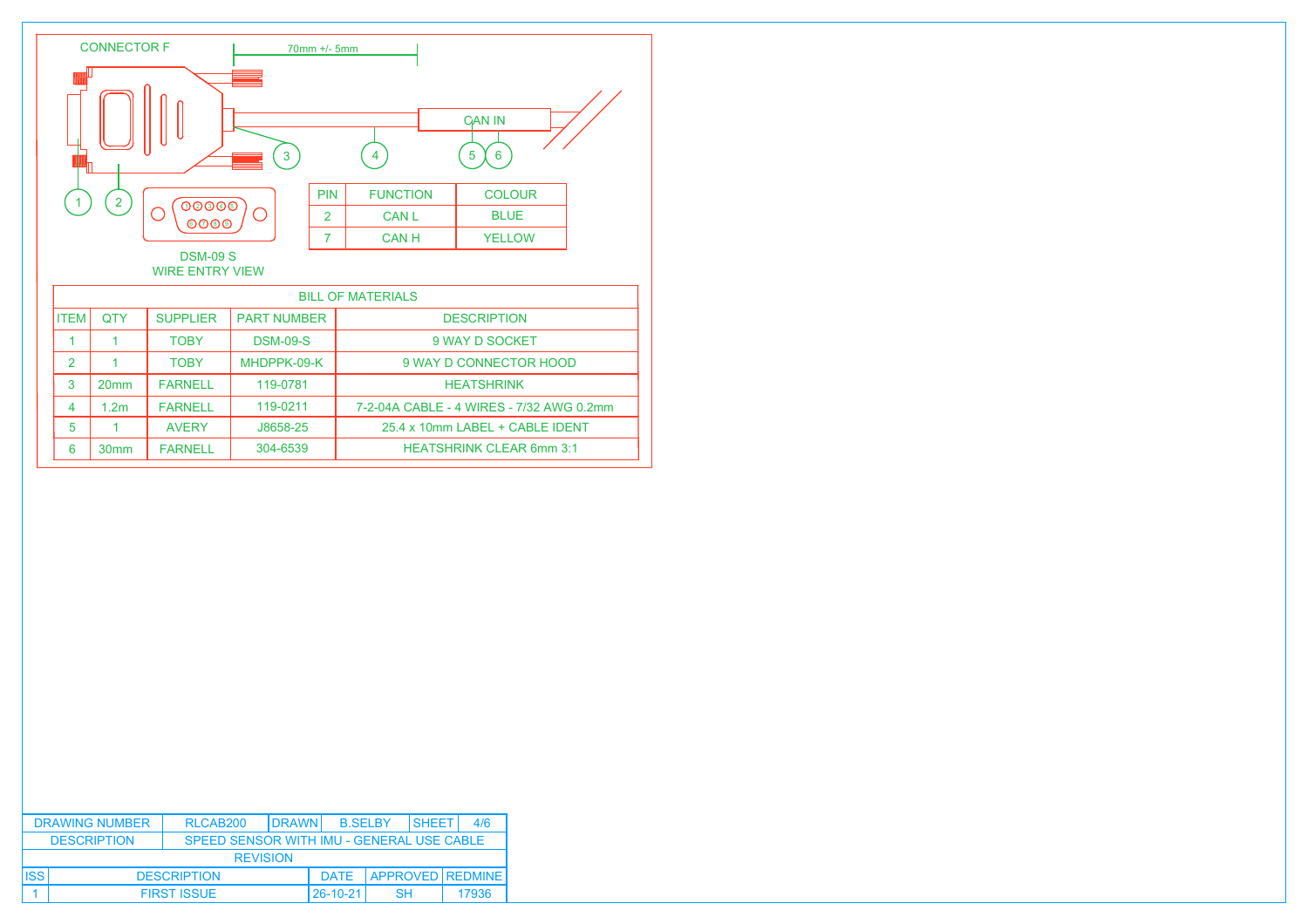CONNECTOR F

70mm +/- 5mm

CAN IN

1 2 3 4 5 6

DSM-09 S
WIRE ENTRY VIEW

| PIN | FUNCTION | COLOUR |
| --- | --- | --- |
| 2 | CAN L | BLUE |
| 7 | CAN H | YELLOW |

BILL OF MATERIALS

| ITEM | QTY | SUPPLIER | PART NUMBER | DESCRIPTION |
| --- | --- | --- | --- | --- |
| 1 | 1 | TOBY | DSM-09-S | 9 WAY D SOCKET |
| 2 | 1 | TOBY | MHDPPK-09-K | 9 WAY D CONNECTOR HOOD |
| 3 | 20mm | FARNELL | 119-0781 | HEATSHRINK |
| 4 | 1.2m | FARNELL | 119-0211 | 7-2-04A CABLE - 4 WIRES - 7/32 AWG 0.2mm |
| 5 | 1 | AVERY | J8658-25 | 25.4 x 10mm LABEL + CABLE IDENT |
| 6 | 30mm | FARNELL | 304-6539 | HEATSHRINK CLEAR 6mm 3:1 |

| DRAWING NUMBER | RLCAB200 | DRAWN | B.SELBY | SHEET | 4/6 |
| --- | --- | --- | --- | --- | --- |
| DESCRIPTION | SPEED SENSOR WITH IMU - GENERAL USE CABLE | | | | |

REVISION

| ISS | DESCRIPTION | DATE | APPROVED | REDMINE |
| --- | --- | --- | --- | --- |
| 1 | FIRST ISSUE | 26-10-21 | SH | 17936 |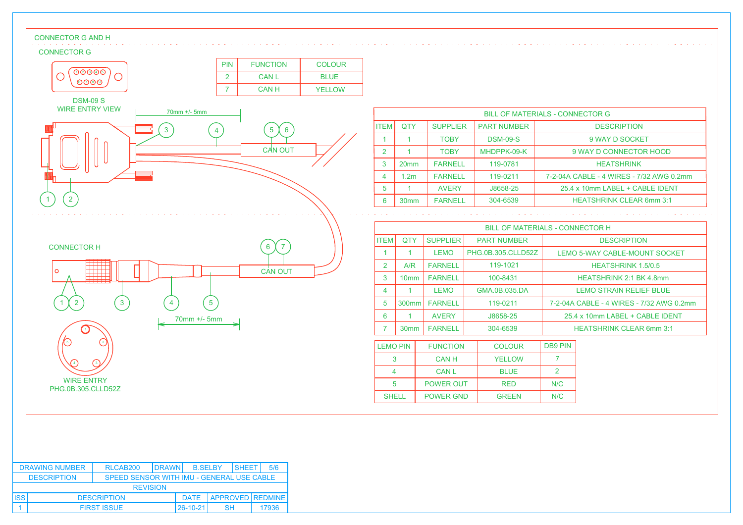## CONNECTOR G AND H

### CONNECTOR G

DSM-09 S
WIRE ENTRY VIEW

70mm +/- 5mm

CAN OUT

| PIN | FUNCTION | COLOUR |
|---|---|---|
| 2 | CAN L | BLUE |
| 7 | CAN H | YELLOW |

| BILL OF MATERIALS - CONNECTOR G | | | | |
|---|---|---|---|---|
| ITEM | QTY | SUPPLIER | PART NUMBER | DESCRIPTION |
| 1 | 1 | TOBY | DSM-09-S | 9 WAY D SOCKET |
| 2 | 1 | TOBY | MHDPPK-09-K | 9 WAY D CONNECTOR HOOD |
| 3 | 20mm | FARNELL | 119-0781 | HEATSHRINK |
| 4 | 1.2m | FARNELL | 119-0211 | 7-2-04A CABLE - 4 WIRES - 7/32 AWG 0.2mm |
| 5 | 1 | AVERY | J8658-25 | 25.4 x 10mm LABEL + CABLE IDENT |
| 6 | 30mm | FARNELL | 304-6539 | HEATSHRINK CLEAR 6mm 3:1 |

### CONNECTOR H

CAN OUT

70mm +/- 5mm

WIRE ENTRY
PHG.0B.305.CLLD52Z

| BILL OF MATERIALS - CONNECTOR H | | | | |
|---|---|---|---|---|
| ITEM | QTY | SUPPLIER | PART NUMBER | DESCRIPTION |
| 1 | 1 | LEMO | PHG.0B.305.CLLD52Z | LEMO 5-WAY CABLE-MOUNT SOCKET |
| 2 | A/R | FARNELL | 119-1021 | HEATSHRINK 1.5/0.5 |
| 3 | 10mm | FARNELL | 100-8431 | HEATSHRINK 2:1 BK 4.8mm |
| 4 | 1 | LEMO | GMA.0B.035.DA | LEMO STRAIN RELIEF BLUE |
| 5 | 300mm | FARNELL | 119-0211 | 7-2-04A CABLE - 4 WIRES - 7/32 AWG 0.2mm |
| 6 | 1 | AVERY | J8658-25 | 25.4 x 10mm LABEL + CABLE IDENT |
| 7 | 30mm | FARNELL | 304-6539 | HEATSHRINK CLEAR 6mm 3:1 |

| LEMO PIN | FUNCTION | COLOUR | DB9 PIN |
|---|---|---|---|
| 3 | CAN H | YELLOW | 7 |
| 4 | CAN L | BLUE | 2 |
| 5 | POWER OUT | RED | N/C |
| SHELL | POWER GND | GREEN | N/C |

| DRAWING NUMBER | RLCAB200 | DRAWN | B.SELBY | SHEET | 5/6 |
|---|---|---|---|---|---|
| DESCRIPTION | SPEED SENSOR WITH IMU - GENERAL USE CABLE | | | | |

| REVISION | | | | |
|---|---|---|---|---|
| ISS | DESCRIPTION | DATE | APPROVED | REDMINE |
| 1 | FIRST ISSUE | 26-10-21 | SH | 17936 |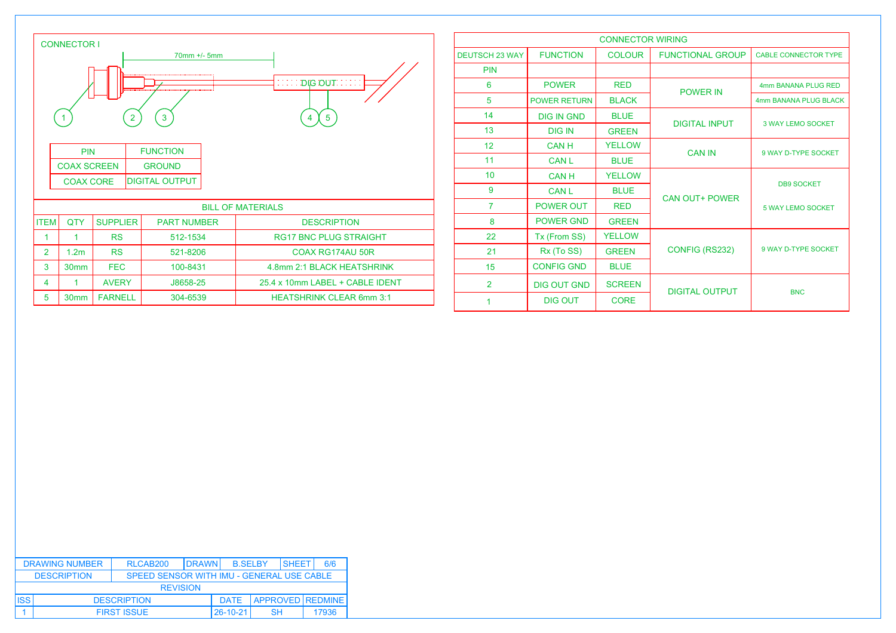## CONNECTOR I

70mm +/- 5mm

DIG OUT

1 2 3 4 5

| PIN | FUNCTION |
|---|---|
| COAX SCREEN | GROUND |
| COAX CORE | DIGITAL OUTPUT |

## BILL OF MATERIALS

| ITEM | QTY | SUPPLIER | PART NUMBER | DESCRIPTION |
|---|---|---|---|---|
| 1 | 1 | RS | 512-1534 | RG17 BNC PLUG STRAIGHT |
| 2 | 1.2m | RS | 521-8206 | COAX RG174AU 50R |
| 3 | 30mm | FEC | 100-8431 | 4.8mm 2:1 BLACK HEATSHRINK |
| 4 | 1 | AVERY | J8658-25 | 25.4 x 10mm LABEL + CABLE IDENT |
| 5 | 30mm | FARNELL | 304-6539 | HEATSHRINK CLEAR 6mm 3:1 |

## CONNECTOR WIRING

| DEUTSCH 23 WAY PIN | FUNCTION | COLOUR | FUNCTIONAL GROUP | CABLE CONNECTOR TYPE |
|---|---|---|---|---|
| 6 | POWER | RED | POWER IN | 4mm BANANA PLUG RED |
| 5 | POWER RETURN | BLACK | | 4mm BANANA PLUG BLACK |
| 14 | DIG IN GND | BLUE | DIGITAL INPUT | 3 WAY LEMO SOCKET |
| 13 | DIG IN | GREEN | | |
| 12 | CAN H | YELLOW | CAN IN | 9 WAY D-TYPE SOCKET |
| 11 | CAN L | BLUE | | |
| 10 | CAN H | YELLOW | CAN OUT+ POWER | DB9 SOCKET |
| 9 | CAN L | BLUE | | |
| 7 | POWER OUT | RED | | 5 WAY LEMO SOCKET |
| 8 | POWER GND | GREEN | | |
| 22 | Tx (From SS) | YELLOW | CONFIG (RS232) | 9 WAY D-TYPE SOCKET |
| 21 | Rx (To SS) | GREEN | | |
| 15 | CONFIG GND | BLUE | | |
| 2 | DIG OUT GND | SCREEN | DIGITAL OUTPUT | BNC |
| 1 | DIG OUT | CORE | | |

| DRAWING NUMBER | RLCAB200 | DRAWN | B.SELBY | SHEET | 6/6 |
|---|---|---|---|---|---|
| DESCRIPTION | SPEED SENSOR WITH IMU - GENERAL USE CABLE | | | | |

REVISION

| ISS | DESCRIPTION | DATE | APPROVED | REDMINE |
|---|---|---|---|---|
| 1 | FIRST ISSUE | 26-10-21 | SH | 17936 |